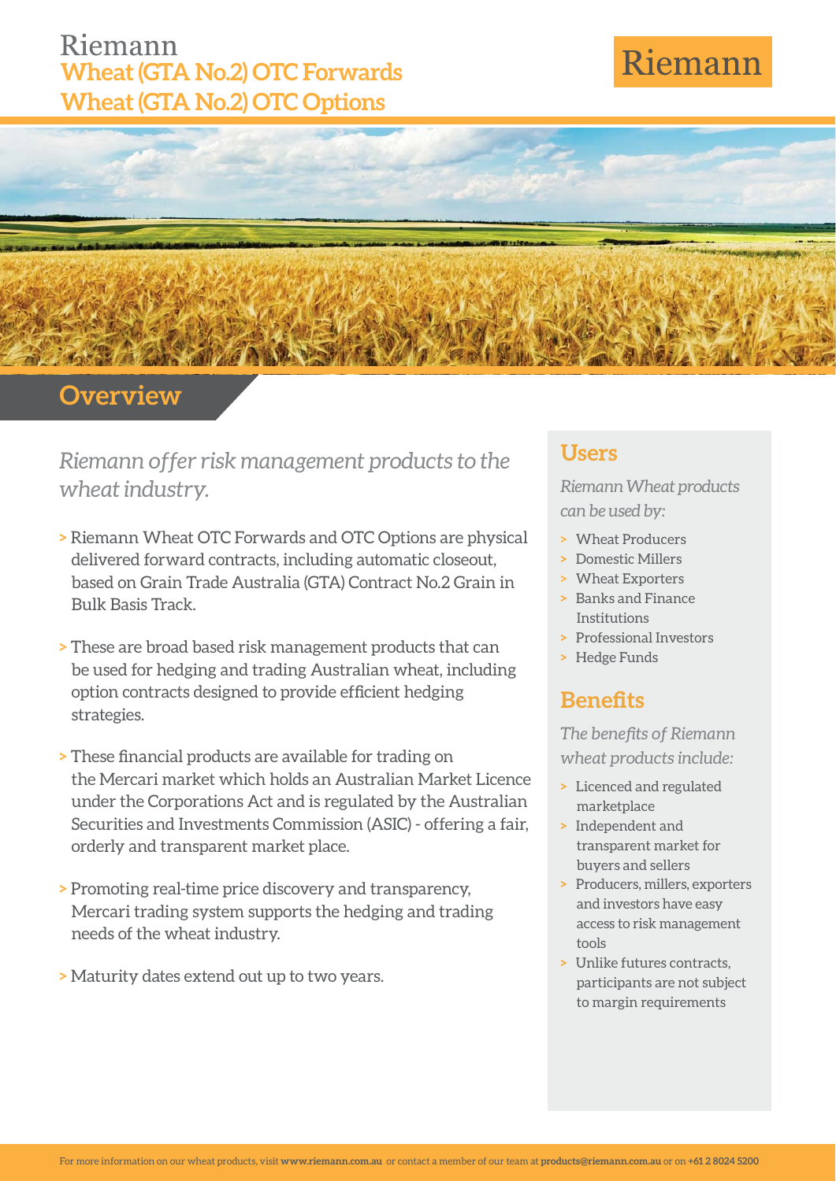# Riemann
## Wheat (GTA No.2) OTC Forwards
## Wheat (GTA No.2) OTC Options

Riemann

## Overview

*Riemann offer risk management products to the wheat industry.*

> Riemann Wheat OTC Forwards and OTC Options are physical delivered forward contracts, including automatic closeout, based on Grain Trade Australia (GTA) Contract No.2 Grain in Bulk Basis Track.

> These are broad based risk management products that can be used for hedging and trading Australian wheat, including option contracts designed to provide efficient hedging strategies.

> These financial products are available for trading on the Mercari market which holds an Australian Market Licence under the Corporations Act and is regulated by the Australian Securities and Investments Commission (ASIC) - offering a fair, orderly and transparent market place.

> Promoting real-time price discovery and transparency, Mercari trading system supports the hedging and trading needs of the wheat industry.

> Maturity dates extend out up to two years.

## Users

*Riemann Wheat products can be used by:*

> Wheat Producers
> Domestic Millers
> Wheat Exporters
> Banks and Finance Institutions
> Professional Investors
> Hedge Funds

## Benefits

*The benefits of Riemann wheat products include:*

> Licenced and regulated marketplace
> Independent and transparent market for buyers and sellers
> Producers, millers, exporters and investors have easy access to risk management tools
> Unlike futures contracts, participants are not subject to margin requirements

For more information on our wheat products, visit **www.riemann.com.au** or contact a member of our team at **products@riemann.com.au** or on **+61 2 8024 5200**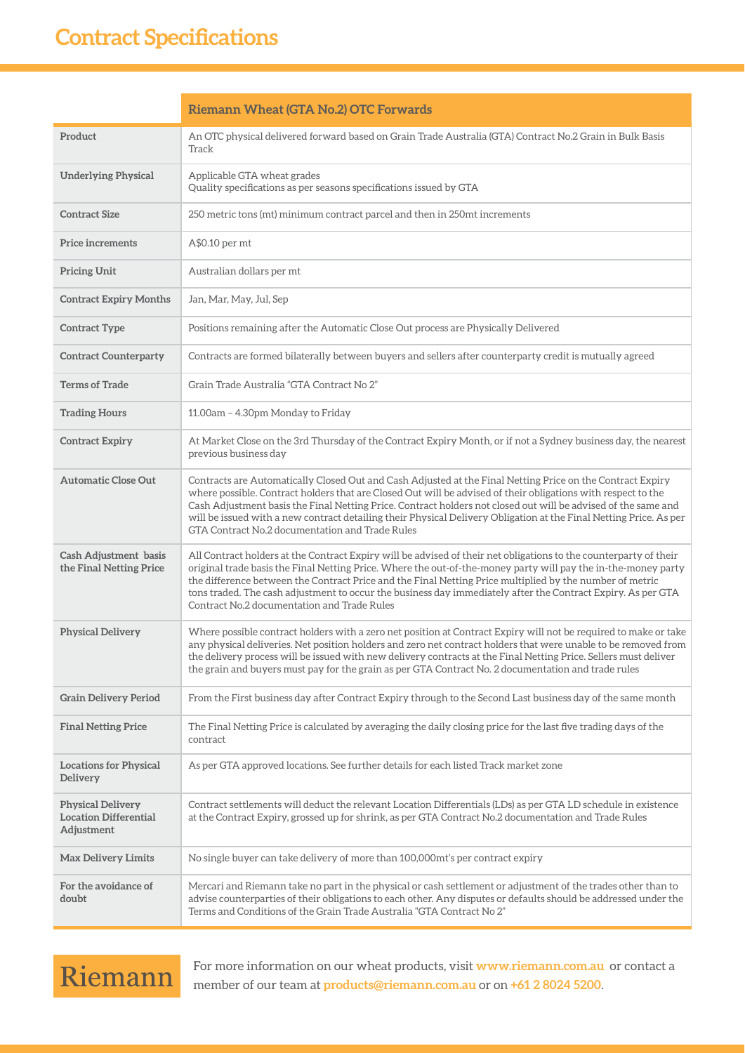# Contract Specifications

| | Riemann Wheat (GTA No.2) OTC Forwards |
|---|---|
| **Product** | An OTC physical delivered forward based on Grain Trade Australia (GTA) Contract No.2 Grain in Bulk Basis Track |
| **Underlying Physical** | Applicable GTA wheat grades<br>Quality specifications as per seasons specifications issued by GTA |
| **Contract Size** | 250 metric tons (mt) minimum contract parcel and then in 250mt increments |
| **Price increments** | A$0.10 per mt |
| **Pricing Unit** | Australian dollars per mt |
| **Contract Expiry Months** | Jan, Mar, May, Jul, Sep |
| **Contract Type** | Positions remaining after the Automatic Close Out process are Physically Delivered |
| **Contract Counterparty** | Contracts are formed bilaterally between buyers and sellers after counterparty credit is mutually agreed |
| **Terms of Trade** | Grain Trade Australia "GTA Contract No 2" |
| **Trading Hours** | 11.00am – 4.30pm Monday to Friday |
| **Contract Expiry** | At Market Close on the 3rd Thursday of the Contract Expiry Month, or if not a Sydney business day, the nearest previous business day |
| **Automatic Close Out** | Contracts are Automatically Closed Out and Cash Adjusted at the Final Netting Price on the Contract Expiry where possible. Contract holders that are Closed Out will be advised of their obligations with respect to the Cash Adjustment basis the Final Netting Price. Contract holders not closed out will be advised of the same and will be issued with a new contract detailing their Physical Delivery Obligation at the Final Netting Price. As per GTA Contract No.2 documentation and Trade Rules |
| **Cash Adjustment basis the Final Netting Price** | All Contract holders at the Contract Expiry will be advised of their net obligations to the counterparty of their original trade basis the Final Netting Price. Where the out-of-the-money party will pay the in-the-money party the difference between the Contract Price and the Final Netting Price multiplied by the number of metric tons traded. The cash adjustment to occur the business day immediately after the Contract Expiry. As per GTA Contract No.2 documentation and Trade Rules |
| **Physical Delivery** | Where possible contract holders with a zero net position at Contract Expiry will not be required to make or take any physical deliveries. Net position holders and zero net contract holders that were unable to be removed from the delivery process will be issued with new delivery contracts at the Final Netting Price. Sellers must deliver the grain and buyers must pay for the grain as per GTA Contract No. 2 documentation and trade rules |
| **Grain Delivery Period** | From the First business day after Contract Expiry through to the Second Last business day of the same month |
| **Final Netting Price** | The Final Netting Price is calculated by averaging the daily closing price for the last five trading days of the contract |
| **Locations for Physical Delivery** | As per GTA approved locations. See further details for each listed Track market zone |
| **Physical Delivery Location Differential Adjustment** | Contract settlements will deduct the relevant Location Differentials (LDs) as per GTA LD schedule in existence at the Contract Expiry, grossed up for shrink, as per GTA Contract No.2 documentation and Trade Rules |
| **Max Delivery Limits** | No single buyer can take delivery of more than 100,000mt's per contract expiry |
| **For the avoidance of doubt** | Mercari and Riemann take no part in the physical or cash settlement or adjustment of the trades other than to advise counterparties of their obligations to each other. Any disputes or defaults should be addressed under the Terms and Conditions of the Grain Trade Australia "GTA Contract No 2" |

Riemann

For more information on our wheat products, visit **www.riemann.com.au** or contact a member of our team at **products@riemann.com.au** or on **+61 2 8024 5200**.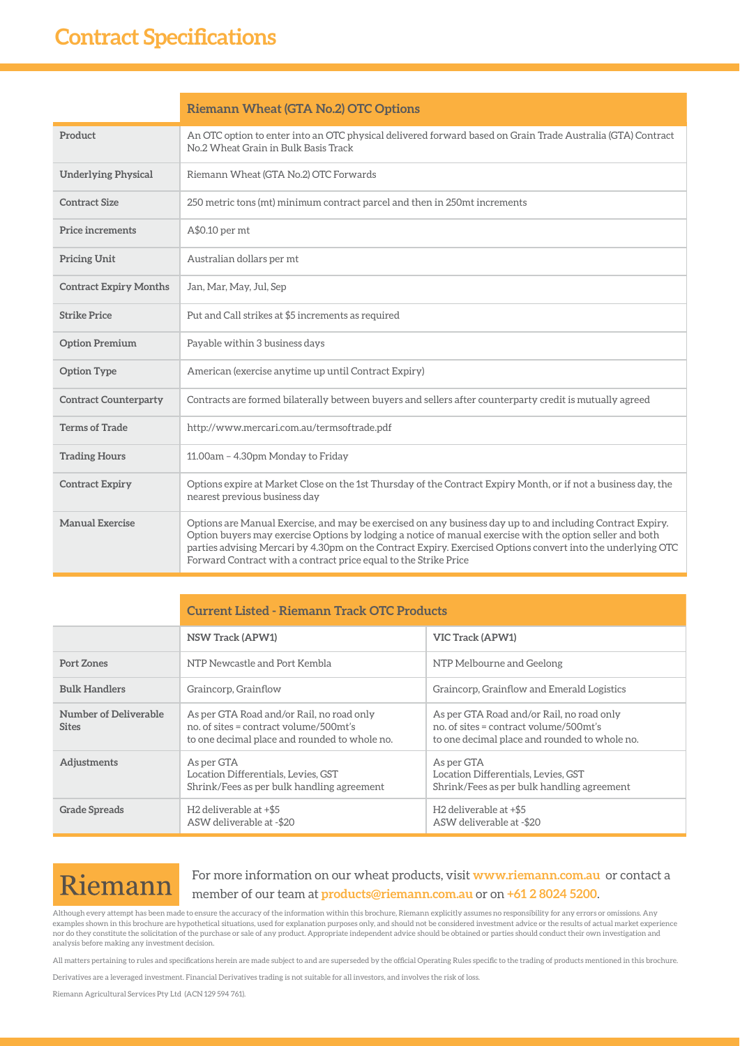# Contract Specifications

| | Riemann Wheat (GTA No.2) OTC Options |
|---|---|
| **Product** | An OTC option to enter into an OTC physical delivered forward based on Grain Trade Australia (GTA) Contract No.2 Wheat Grain in Bulk Basis Track |
| **Underlying Physical** | Riemann Wheat (GTA No.2) OTC Forwards |
| **Contract Size** | 250 metric tons (mt) minimum contract parcel and then in 250mt increments |
| **Price increments** | A$0.10 per mt |
| **Pricing Unit** | Australian dollars per mt |
| **Contract Expiry Months** | Jan, Mar, May, Jul, Sep |
| **Strike Price** | Put and Call strikes at $5 increments as required |
| **Option Premium** | Payable within 3 business days |
| **Option Type** | American (exercise anytime up until Contract Expiry) |
| **Contract Counterparty** | Contracts are formed bilaterally between buyers and sellers after counterparty credit is mutually agreed |
| **Terms of Trade** | http://www.mercari.com.au/termsoftrade.pdf |
| **Trading Hours** | 11.00am – 4.30pm Monday to Friday |
| **Contract Expiry** | Options expire at Market Close on the 1st Thursday of the Contract Expiry Month, or if not a business day, the nearest previous business day |
| **Manual Exercise** | Options are Manual Exercise, and may be exercised on any business day up to and including Contract Expiry. Option buyers may exercise Options by lodging a notice of manual exercise with the option seller and both parties advising Mercari by 4.30pm on the Contract Expiry. Exercised Options convert into the underlying OTC Forward Contract with a contract price equal to the Strike Price |

| | Current Listed - Riemann Track OTC Products | |
|---|---|---|
| | **NSW Track (APW1)** | **VIC Track (APW1)** |
| **Port Zones** | NTP Newcastle and Port Kembla | NTP Melbourne and Geelong |
| **Bulk Handlers** | Graincorp, Grainflow | Graincorp, Grainflow and Emerald Logistics |
| **Number of Deliverable Sites** | As per GTA Road and/or Rail, no road only<br>no. of sites = contract volume/500mt's<br>to one decimal place and rounded to whole no. | As per GTA Road and/or Rail, no road only<br>no. of sites = contract volume/500mt's<br>to one decimal place and rounded to whole no. |
| **Adjustments** | As per GTA<br>Location Differentials, Levies, GST<br>Shrink/Fees as per bulk handling agreement | As per GTA<br>Location Differentials, Levies, GST<br>Shrink/Fees as per bulk handling agreement |
| **Grade Spreads** | H2 deliverable at +$5<br>ASW deliverable at -$20 | H2 deliverable at +$5<br>ASW deliverable at -$20 |

Riemann

For more information on our wheat products, visit **www.riemann.com.au** or contact a member of our team at **products@riemann.com.au** or on **+61 2 8024 5200**.

Although every attempt has been made to ensure the accuracy of the information within this brochure, Riemann explicitly assumes no responsibility for any errors or omissions. Any examples shown in this brochure are hypothetical situations, used for explanation purposes only, and should not be considered investment advice or the results of actual market experience nor do they constitute the solicitation of the purchase or sale of any product. Appropriate independent advice should be obtained or parties should conduct their own investigation and analysis before making any investment decision.

All matters pertaining to rules and specifications herein are made subject to and are superseded by the official Operating Rules specific to the trading of products mentioned in this brochure.

Derivatives are a leveraged investment. Financial Derivatives trading is not suitable for all investors, and involves the risk of loss.

Riemann Agricultural Services Pty Ltd (ACN 129 594 761).